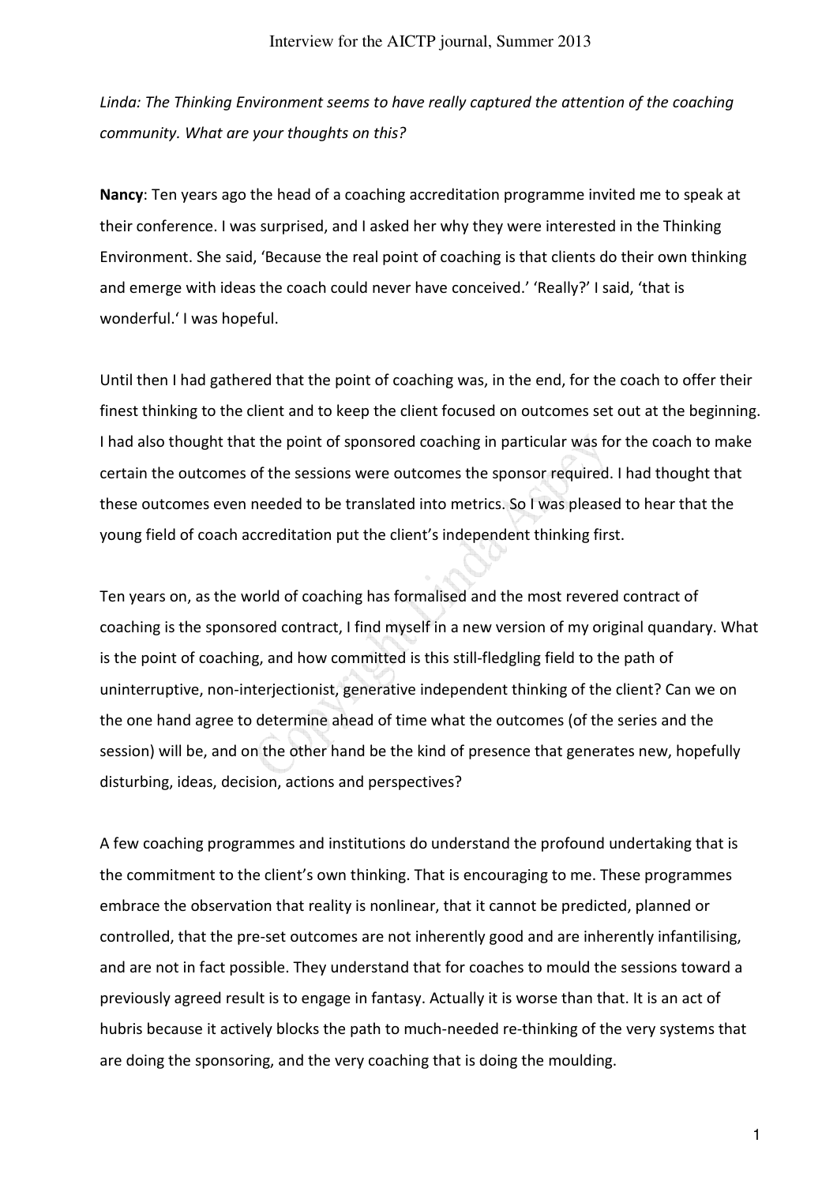*Linda: The Thinking Environment seems to have really captured the attention of the coaching community. What are your thoughts on this?*

**Nancy**: Ten years ago the head of a coaching accreditation programme invited me to speak at their conference. I was surprised, and I asked her why they were interested in the Thinking Environment. She said, 'Because the real point of coaching is that clients do their own thinking and emerge with ideas the coach could never have conceived.' 'Really?' I said, 'that is wonderful.' I was hopeful.

Until then I had gathered that the point of coaching was, in the end, for the coach to offer their finest thinking to the client and to keep the client focused on outcomes set out at the beginning. I had also thought that the point of sponsored coaching in particular was for the coach to make certain the outcomes of the sessions were outcomes the sponsor required. I had thought that these outcomes even needed to be translated into metrics. So I was pleased to hear that the young field of coach accreditation put the client's independent thinking first.

Ten years on, as the world of coaching has formalised and the most revered contract of coaching is the sponsored contract, I find myself in a new version of my original quandary. What is the point of coaching, and how committed is this still-fledgling field to the path of uninterruptive, non-interjectionist, generative independent thinking of the client? Can we on the one hand agree to determine ahead of time what the outcomes (of the series and the session) will be, and on the other hand be the kind of presence that generates new, hopefully disturbing, ideas, decision, actions and perspectives?

A few coaching programmes and institutions do understand the profound undertaking that is the commitment to the client's own thinking. That is encouraging to me. These programmes embrace the observation that reality is nonlinear, that it cannot be predicted, planned or controlled, that the pre-set outcomes are not inherently good and are inherently infantilising, and are not in fact possible. They understand that for coaches to mould the sessions toward a previously agreed result is to engage in fantasy. Actually it is worse than that. It is an act of hubris because it actively blocks the path to much-needed re-thinking of the very systems that are doing the sponsoring, and the very coaching that is doing the moulding.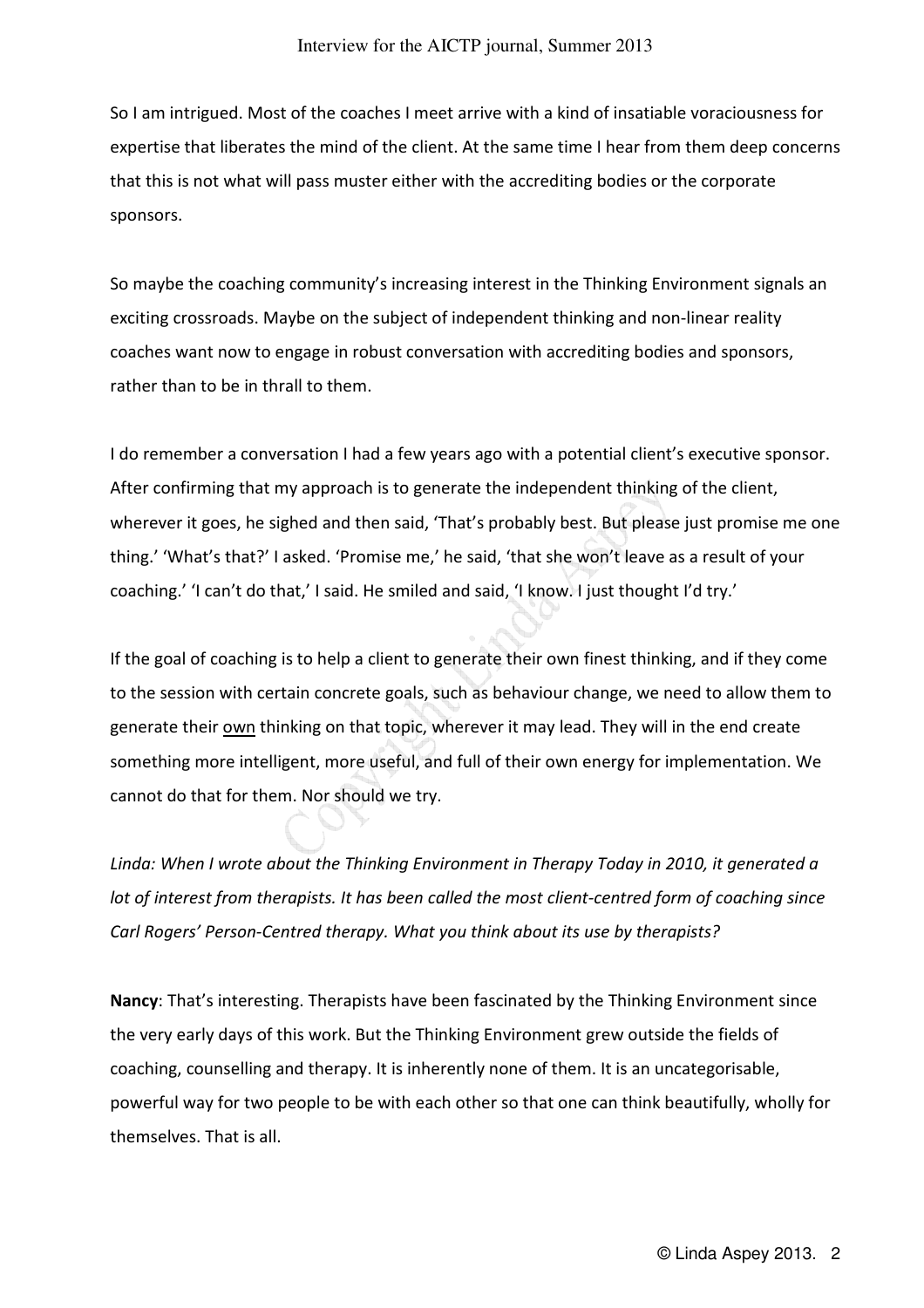So I am intrigued. Most of the coaches I meet arrive with a kind of insatiable voraciousness for expertise that liberates the mind of the client. At the same time I hear from them deep concerns that this is not what will pass muster either with the accrediting bodies or the corporate sponsors.

So maybe the coaching community's increasing interest in the Thinking Environment signals an exciting crossroads. Maybe on the subject of independent thinking and non-linear reality coaches want now to engage in robust conversation with accrediting bodies and sponsors, rather than to be in thrall to them.

I do remember a conversation I had a few years ago with a potential client's executive sponsor. After confirming that my approach is to generate the independent thinking of the client, wherever it goes, he sighed and then said, 'That's probably best. But please just promise me one thing.' 'What's that?' I asked. 'Promise me,' he said, 'that she won't leave as a result of your coaching.' 'I can't do that,' I said. He smiled and said, 'I know. I just thought I'd try.'

If the goal of coaching is to help a client to generate their own finest thinking, and if they come to the session with certain concrete goals, such as behaviour change, we need to allow them to generate their <u>own</u> thinking on that topic, wherever it may lead. They will in the end create something more intelligent, more useful, and full of their own energy for implementation. We cannot do that for them. Nor should we try.

*Linda: When I wrote about the Thinking Environment in Therapy Today in 2010, it generated a lot of interest from therapists. It has been called the most client-centred form of coaching since Carl Rogers' Person-Centred therapy. What you think about its use by therapists?*

**Nancy**: That's interesting. Therapists have been fascinated by the Thinking Environment since the very early days of this work. But the Thinking Environment grew outside the fields of coaching, counselling and therapy. It is inherently none of them. It is an uncategorisable, powerful way for two people to be with each other so that one can think beautifully, wholly for themselves. That is all.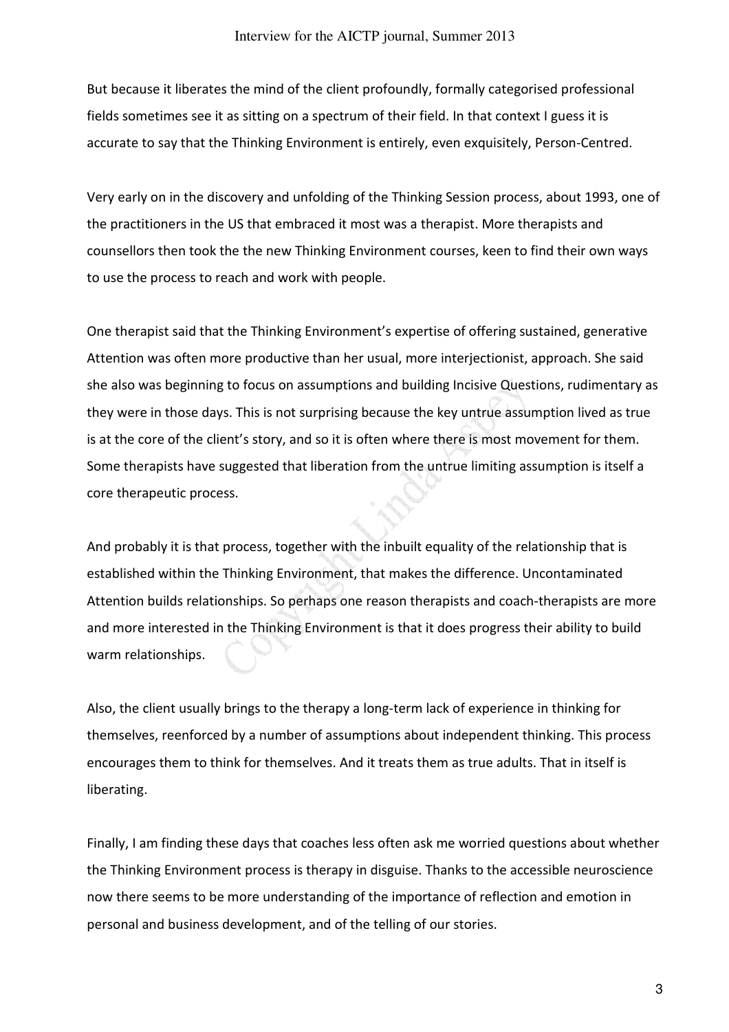But because it liberates the mind of the client profoundly, formally categorised professional fields sometimes see it as sitting on a spectrum of their field. In that context I guess it is accurate to say that the Thinking Environment is entirely, even exquisitely, Person-Centred.

Very early on in the discovery and unfolding of the Thinking Session process, about 1993, one of the practitioners in the US that embraced it most was a therapist. More therapists and counsellors then took the the new Thinking Environment courses, keen to find their own ways to use the process to reach and work with people.

One therapist said that the Thinking Environment's expertise of offering sustained, generative Attention was often more productive than her usual, more interjectionist, approach. She said she also was beginning to focus on assumptions and building Incisive Questions, rudimentary as they were in those days. This is not surprising because the key untrue assumption lived as true is at the core of the client's story, and so it is often where there is most movement for them. Some therapists have suggested that liberation from the untrue limiting assumption is itself a core therapeutic process.

And probably it is that process, together with the inbuilt equality of the relationship that is established within the Thinking Environment, that makes the difference. Uncontaminated Attention builds relationships. So perhaps one reason therapists and coach-therapists are more and more interested in the Thinking Environment is that it does progress their ability to build warm relationships.

Also, the client usually brings to the therapy a long-term lack of experience in thinking for themselves, reenforced by a number of assumptions about independent thinking. This process encourages them to think for themselves. And it treats them as true adults. That in itself is liberating.

Finally, I am finding these days that coaches less often ask me worried questions about whether the Thinking Environment process is therapy in disguise. Thanks to the accessible neuroscience now there seems to be more understanding of the importance of reflection and emotion in personal and business development, and of the telling of our stories.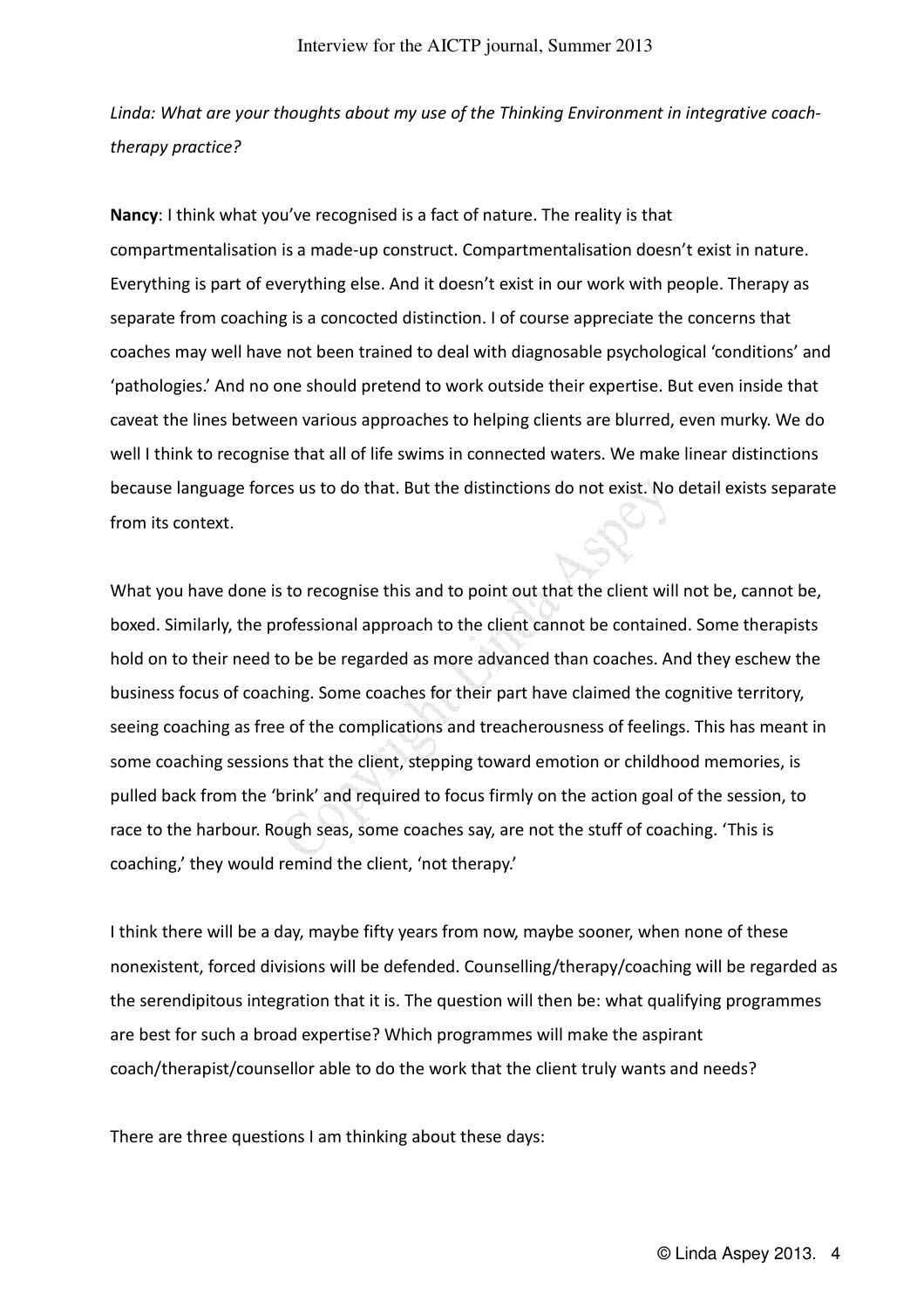*Linda: What are your thoughts about my use of the Thinking Environment in integrative coach-therapy practice?*

**Nancy**: I think what you've recognised is a fact of nature. The reality is that compartmentalisation is a made-up construct. Compartmentalisation doesn't exist in nature. Everything is part of everything else. And it doesn't exist in our work with people. Therapy as separate from coaching is a concocted distinction. I of course appreciate the concerns that coaches may well have not been trained to deal with diagnosable psychological 'conditions' and 'pathologies.' And no one should pretend to work outside their expertise. But even inside that caveat the lines between various approaches to helping clients are blurred, even murky. We do well I think to recognise that all of life swims in connected waters. We make linear distinctions because language forces us to do that. But the distinctions do not exist. No detail exists separate from its context.

What you have done is to recognise this and to point out that the client will not be, cannot be, boxed. Similarly, the professional approach to the client cannot be contained. Some therapists hold on to their need to be be regarded as more advanced than coaches. And they eschew the business focus of coaching. Some coaches for their part have claimed the cognitive territory, seeing coaching as free of the complications and treacherousness of feelings. This has meant in some coaching sessions that the client, stepping toward emotion or childhood memories, is pulled back from the 'brink' and required to focus firmly on the action goal of the session, to race to the harbour. Rough seas, some coaches say, are not the stuff of coaching. 'This is coaching,' they would remind the client, 'not therapy.'

I think there will be a day, maybe fifty years from now, maybe sooner, when none of these nonexistent, forced divisions will be defended. Counselling/therapy/coaching will be regarded as the serendipitous integration that it is. The question will then be: what qualifying programmes are best for such a broad expertise? Which programmes will make the aspirant coach/therapist/counsellor able to do the work that the client truly wants and needs?

There are three questions I am thinking about these days: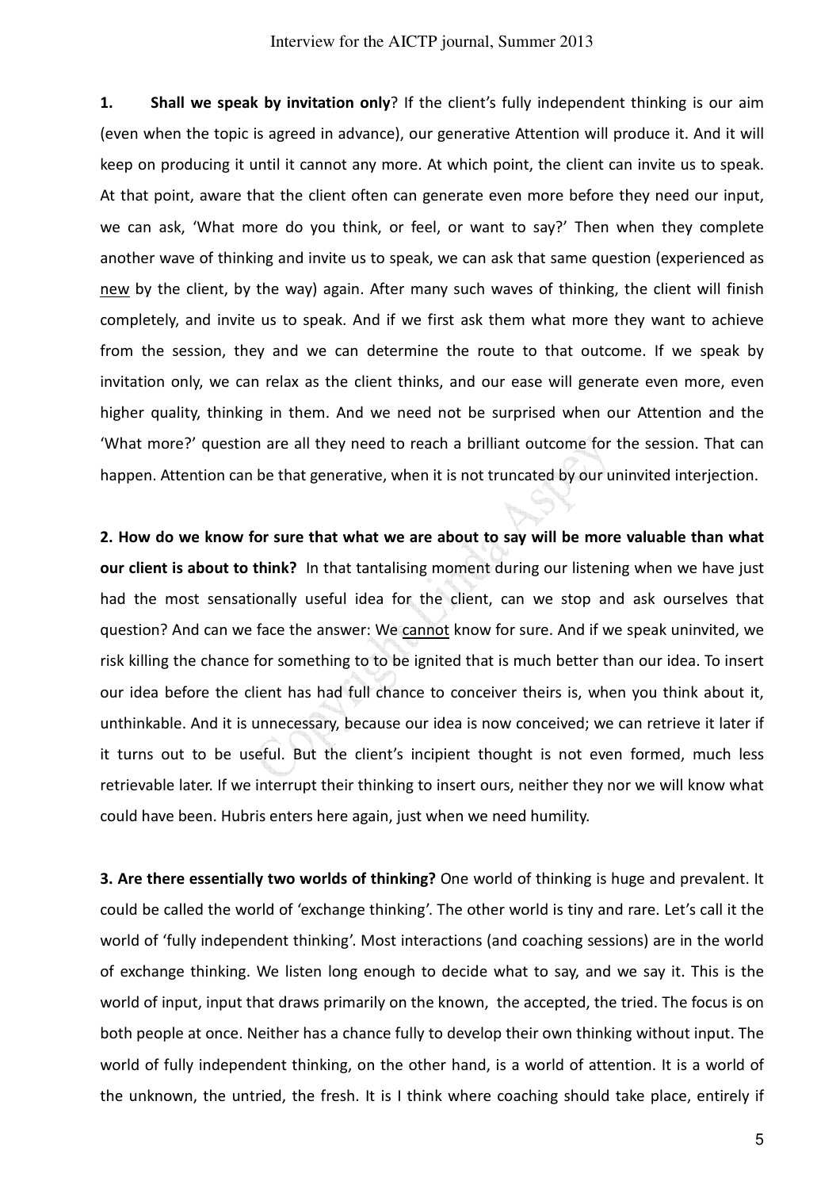**1. Shall we speak by invitation only**? If the client's fully independent thinking is our aim (even when the topic is agreed in advance), our generative Attention will produce it. And it will keep on producing it until it cannot any more. At which point, the client can invite us to speak. At that point, aware that the client often can generate even more before they need our input, we can ask, 'What more do you think, or feel, or want to say?' Then when they complete another wave of thinking and invite us to speak, we can ask that same question (experienced as new by the client, by the way) again. After many such waves of thinking, the client will finish completely, and invite us to speak. And if we first ask them what more they want to achieve from the session, they and we can determine the route to that outcome. If we speak by invitation only, we can relax as the client thinks, and our ease will generate even more, even higher quality, thinking in them. And we need not be surprised when our Attention and the 'What more?' question are all they need to reach a brilliant outcome for the session. That can happen. Attention can be that generative, when it is not truncated by our uninvited interjection.

**2. How do we know for sure that what we are about to say will be more valuable than what our client is about to think?** In that tantalising moment during our listening when we have just had the most sensationally useful idea for the client, can we stop and ask ourselves that question? And can we face the answer: We cannot know for sure. And if we speak uninvited, we risk killing the chance for something to to be ignited that is much better than our idea. To insert our idea before the client has had full chance to conceiver theirs is, when you think about it, unthinkable. And it is unnecessary, because our idea is now conceived; we can retrieve it later if it turns out to be useful. But the client's incipient thought is not even formed, much less retrievable later. If we interrupt their thinking to insert ours, neither they nor we will know what could have been. Hubris enters here again, just when we need humility.

**3. Are there essentially two worlds of thinking?** One world of thinking is huge and prevalent. It could be called the world of 'exchange thinking'. The other world is tiny and rare. Let's call it the world of 'fully independent thinking'. Most interactions (and coaching sessions) are in the world of exchange thinking. We listen long enough to decide what to say, and we say it. This is the world of input, input that draws primarily on the known, the accepted, the tried. The focus is on both people at once. Neither has a chance fully to develop their own thinking without input. The world of fully independent thinking, on the other hand, is a world of attention. It is a world of the unknown, the untried, the fresh. It is I think where coaching should take place, entirely if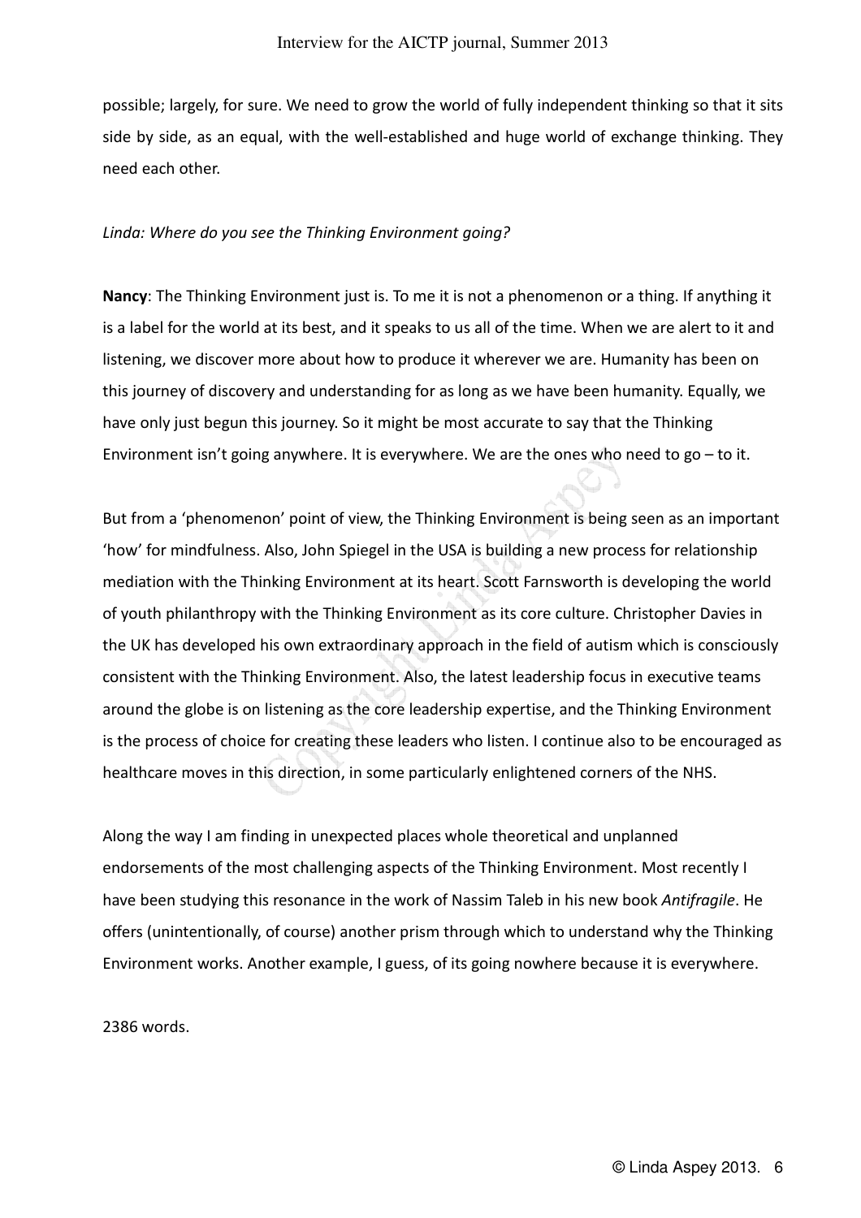possible; largely, for sure. We need to grow the world of fully independent thinking so that it sits side by side, as an equal, with the well-established and huge world of exchange thinking. They need each other.

*Linda: Where do you see the Thinking Environment going?*

**Nancy**: The Thinking Environment just is. To me it is not a phenomenon or a thing. If anything it is a label for the world at its best, and it speaks to us all of the time. When we are alert to it and listening, we discover more about how to produce it wherever we are. Humanity has been on this journey of discovery and understanding for as long as we have been humanity. Equally, we have only just begun this journey. So it might be most accurate to say that the Thinking Environment isn't going anywhere. It is everywhere. We are the ones who need to go – to it.

But from a 'phenomenon' point of view, the Thinking Environment is being seen as an important 'how' for mindfulness. Also, John Spiegel in the USA is building a new process for relationship mediation with the Thinking Environment at its heart. Scott Farnsworth is developing the world of youth philanthropy with the Thinking Environment as its core culture. Christopher Davies in the UK has developed his own extraordinary approach in the field of autism which is consciously consistent with the Thinking Environment. Also, the latest leadership focus in executive teams around the globe is on listening as the core leadership expertise, and the Thinking Environment is the process of choice for creating these leaders who listen. I continue also to be encouraged as healthcare moves in this direction, in some particularly enlightened corners of the NHS.

Along the way I am finding in unexpected places whole theoretical and unplanned endorsements of the most challenging aspects of the Thinking Environment. Most recently I have been studying this resonance in the work of Nassim Taleb in his new book *Antifragile*. He offers (unintentionally, of course) another prism through which to understand why the Thinking Environment works. Another example, I guess, of its going nowhere because it is everywhere.

2386 words.